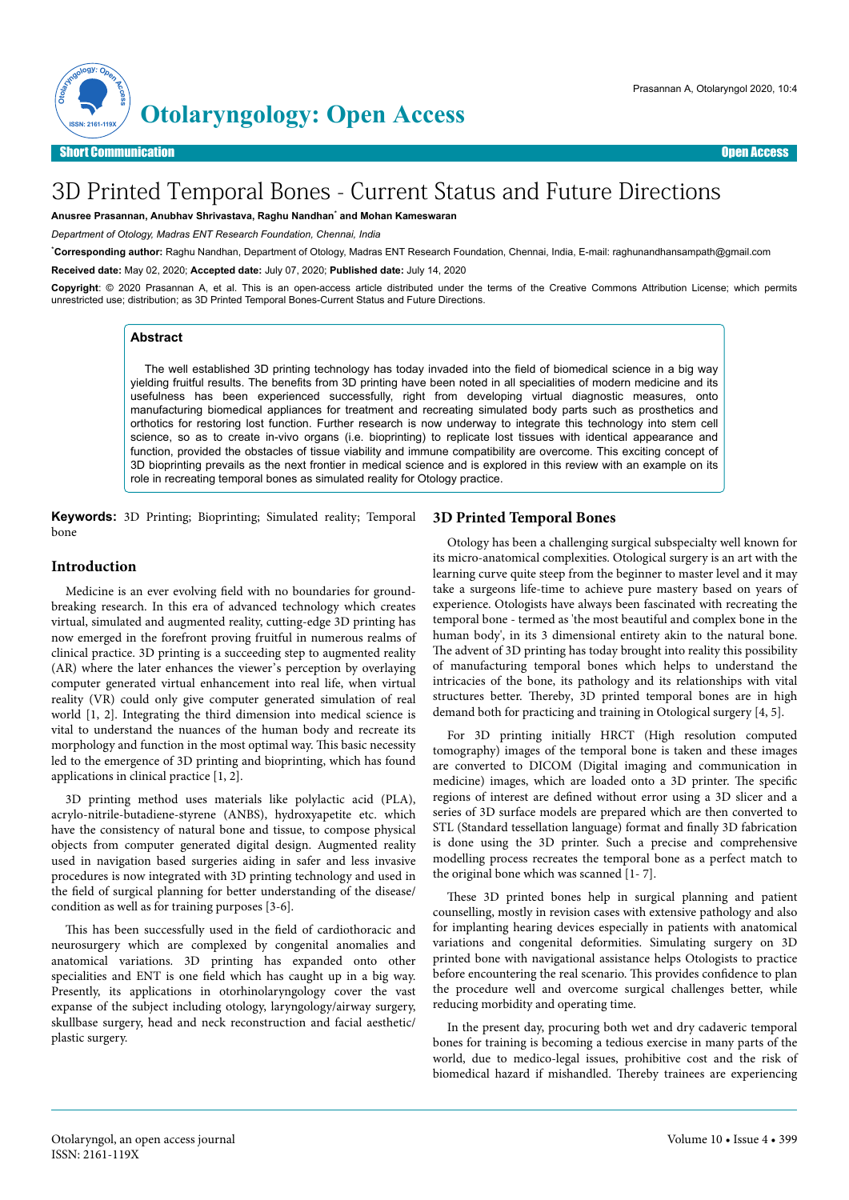# 3D Printed Temporal Bones - Current Status and Future Directions

**Anusree Prasannan, Anubhav Shrivastava, Raghu Nandhan[*] and Mohan Kameswaran**

*Department of Otology, Madras ENT Research Foundation, Chennai, India*

[*]**Corresponding author:** Raghu Nandhan, Department of Otology, Madras ENT Research Foundation, Chennai, India, E-mail: raghunandhansampath@gmail.com

**Received date:** May 02, 2020; **Accepted date:** July 07, 2020; **Published date:** July 14, 2020

**Copyright**: © 2020 Prasannan A, et al. This is an open-access article distributed under the terms of the Creative Commons Attribution License; which permits unrestricted use; distribution; as 3D Printed Temporal Bones-Current Status and Future Directions.

## Abstract

The well established 3D printing technology has today invaded into the field of biomedical science in a big way yielding fruitful results. The benefits from 3D printing have been noted in all specialities of modern medicine and its usefulness has been experienced successfully, right from developing virtual diagnostic measures, onto manufacturing biomedical appliances for treatment and recreating simulated body parts such as prosthetics and orthotics for restoring lost function. Further research is now underway to integrate this technology into stem cell science, so as to create in-vivo organs (i.e. bioprinting) to replicate lost tissues with identical appearance and function, provided the obstacles of tissue viability and immune compatibility are overcome. This exciting concept of 3D bioprinting prevails as the next frontier in medical science and is explored in this review with an example on its role in recreating temporal bones as simulated reality for Otology practice.

**Keywords:** 3D Printing; Bioprinting; Simulated reality; Temporal bone

## Introduction

Medicine is an ever evolving field with no boundaries for ground-breaking research. In this era of advanced technology which creates virtual, simulated and augmented reality, cutting-edge 3D printing has now emerged in the forefront proving fruitful in numerous realms of clinical practice. 3D printing is a succeeding step to augmented reality (AR) where the later enhances the viewer's perception by overlaying computer generated virtual enhancement into real life, when virtual reality (VR) could only give computer generated simulation of real world [1, 2]. Integrating the third dimension into medical science is vital to understand the nuances of the human body and recreate its morphology and function in the most optimal way. This basic necessity led to the emergence of 3D printing and bioprinting, which has found applications in clinical practice [1, 2].

3D printing method uses materials like polylactic acid (PLA), acrylo-nitrile-butadiene-styrene (ANBS), hydroxyapetite etc. which have the consistency of natural bone and tissue, to compose physical objects from computer generated digital design. Augmented reality used in navigation based surgeries aiding in safer and less invasive procedures is now integrated with 3D printing technology and used in the field of surgical planning for better understanding of the disease/condition as well as for training purposes [3-6].

This has been successfully used in the field of cardiothoracic and neurosurgery which are complexed by congenital anomalies and anatomical variations. 3D printing has expanded onto other specialities and ENT is one field which has caught up in a big way. Presently, its applications in otorhinolaryngology cover the vast expanse of the subject including otology, laryngology/airway surgery, skullbase surgery, head and neck reconstruction and facial aesthetic/plastic surgery.

## 3D Printed Temporal Bones

Otology has been a challenging surgical subspecialty well known for its micro-anatomical complexities. Otological surgery is an art with the learning curve quite steep from the beginner to master level and it may take a surgeons life-time to achieve pure mastery based on years of experience. Otologists have always been fascinated with recreating the temporal bone - termed as 'the most beautiful and complex bone in the human body', in its 3 dimensional entirety akin to the natural bone. The advent of 3D printing has today brought into reality this possibility of manufacturing temporal bones which helps to understand the intricacies of the bone, its pathology and its relationships with vital structures better. Thereby, 3D printed temporal bones are in high demand both for practicing and training in Otological surgery [4, 5].

For 3D printing initially HRCT (High resolution computed tomography) images of the temporal bone is taken and these images are converted to DICOM (Digital imaging and communication in medicine) images, which are loaded onto a 3D printer. The specific regions of interest are defined without error using a 3D slicer and a series of 3D surface models are prepared which are then converted to STL (Standard tessellation language) format and finally 3D fabrication is done using the 3D printer. Such a precise and comprehensive modelling process recreates the temporal bone as a perfect match to the original bone which was scanned [1- 7].

These 3D printed bones help in surgical planning and patient counselling, mostly in revision cases with extensive pathology and also for implanting hearing devices especially in patients with anatomical variations and congenital deformities. Simulating surgery on 3D printed bone with navigational assistance helps Otologists to practice before encountering the real scenario. This provides confidence to plan the procedure well and overcome surgical challenges better, while reducing morbidity and operating time.

In the present day, procuring both wet and dry cadaveric temporal bones for training is becoming a tedious exercise in many parts of the world, due to medico-legal issues, prohibitive cost and the risk of biomedical hazard if mishandled. Thereby trainees are experiencing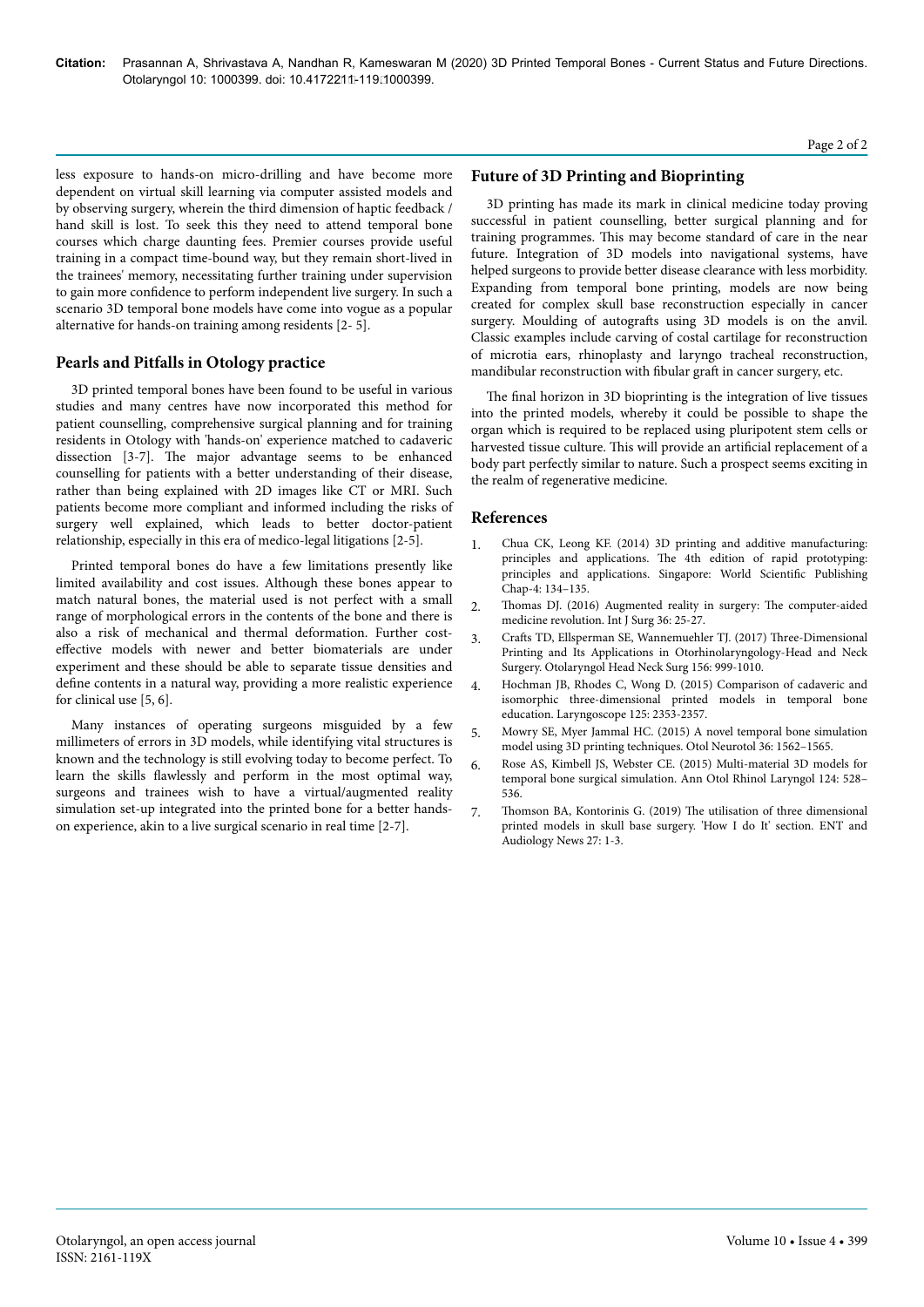less exposure to hands-on micro-drilling and have become more dependent on virtual skill learning via computer assisted models and by observing surgery, wherein the third dimension of haptic feedback / hand skill is lost. To seek this they need to attend temporal bone courses which charge daunting fees. Premier courses provide useful training in a compact time-bound way, but they remain short-lived in the trainees' memory, necessitating further training under supervision to gain more confidence to perform independent live surgery. In such a scenario 3D temporal bone models have come into vogue as a popular alternative for hands-on training among residents [2- 5].

## Pearls and Pitfalls in Otology practice

3D printed temporal bones have been found to be useful in various studies and many centres have now incorporated this method for patient counselling, comprehensive surgical planning and for training residents in Otology with 'hands-on' experience matched to cadaveric dissection [3-7]. The major advantage seems to be enhanced counselling for patients with a better understanding of their disease, rather than being explained with 2D images like CT or MRI. Such patients become more compliant and informed including the risks of surgery well explained, which leads to better doctor-patient relationship, especially in this era of medico-legal litigations [2-5].

Printed temporal bones do have a few limitations presently like limited availability and cost issues. Although these bones appear to match natural bones, the material used is not perfect with a small range of morphological errors in the contents of the bone and there is also a risk of mechanical and thermal deformation. Further cost-effective models with newer and better biomaterials are under experiment and these should be able to separate tissue densities and define contents in a natural way, providing a more realistic experience for clinical use [5, 6].

Many instances of operating surgeons misguided by a few millimeters of errors in 3D models, while identifying vital structures is known and the technology is still evolving today to become perfect. To learn the skills flawlessly and perform in the most optimal way, surgeons and trainees wish to have a virtual/augmented reality simulation set-up integrated into the printed bone for a better hands-on experience, akin to a live surgical scenario in real time [2-7].

## Future of 3D Printing and Bioprinting

3D printing has made its mark in clinical medicine today proving successful in patient counselling, better surgical planning and for training programmes. This may become standard of care in the near future. Integration of 3D models into navigational systems, have helped surgeons to provide better disease clearance with less morbidity. Expanding from temporal bone printing, models are now being created for complex skull base reconstruction especially in cancer surgery. Moulding of autografts using 3D models is on the anvil. Classic examples include carving of costal cartilage for reconstruction of microtia ears, rhinoplasty and laryngo tracheal reconstruction, mandibular reconstruction with fibular graft in cancer surgery, etc.

The final horizon in 3D bioprinting is the integration of live tissues into the printed models, whereby it could be possible to shape the organ which is required to be replaced using pluripotent stem cells or harvested tissue culture. This will provide an artificial replacement of a body part perfectly similar to nature. Such a prospect seems exciting in the realm of regenerative medicine.

## References

1. Chua CK, Leong KF. (2014) 3D printing and additive manufacturing: principles and applications. The 4th edition of rapid prototyping: principles and applications. Singapore: World Scientific Publishing Chap-4: 134–135.
2. Thomas DJ. (2016) Augmented reality in surgery: The computer-aided medicine revolution. Int J Surg 36: 25-27.
3. Crafts TD, Ellsperman SE, Wannemuehler TJ. (2017) Three-Dimensional Printing and Its Applications in Otorhinolaryngology-Head and Neck Surgery. Otolaryngol Head Neck Surg 156: 999-1010.
4. Hochman JB, Rhodes C, Wong D. (2015) Comparison of cadaveric and isomorphic three-dimensional printed models in temporal bone education. Laryngoscope 125: 2353-2357.
5. Mowry SE, Myer Jammal HC. (2015) A novel temporal bone simulation model using 3D printing techniques. Otol Neurotol 36: 1562–1565.
6. Rose AS, Kimbell JS, Webster CE. (2015) Multi-material 3D models for temporal bone surgical simulation. Ann Otol Rhinol Laryngol 124: 528–536.
7. Thomson BA, Kontorinis G. (2019) The utilisation of three dimensional printed models in skull base surgery. 'How I do It' section. ENT and Audiology News 27: 1-3.